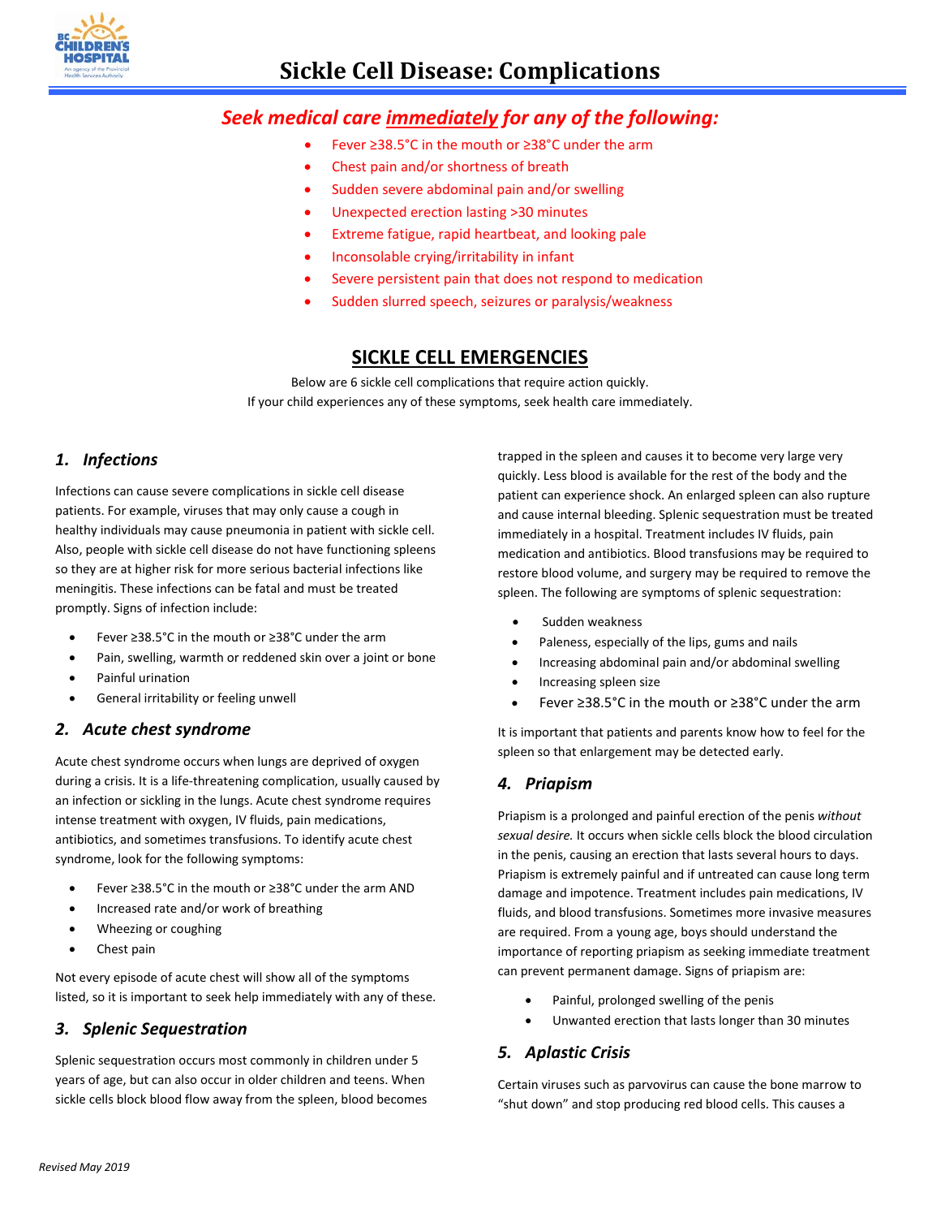# Sickle Cell Disease: Complications

## *Seek medical care immediately for any of the following:*

- Fever ≥38.5°C in the mouth or ≥38°C under the arm
- Chest pain and/or shortness of breath
- Sudden severe abdominal pain and/or swelling
- Unexpected erection lasting >30 minutes
- Extreme fatigue, rapid heartbeat, and looking pale
- Inconsolable crying/irritability in infant
- Severe persistent pain that does not respond to medication
- Sudden slurred speech, seizures or paralysis/weakness

## SICKLE CELL EMERGENCIES

Below are 6 sickle cell complications that require action quickly.
If your child experiences any of these symptoms, seek health care immediately.

### *1. Infections*

Infections can cause severe complications in sickle cell disease patients. For example, viruses that may only cause a cough in healthy individuals may cause pneumonia in patient with sickle cell. Also, people with sickle cell disease do not have functioning spleens so they are at higher risk for more serious bacterial infections like meningitis. These infections can be fatal and must be treated promptly. Signs of infection include:

- Fever ≥38.5°C in the mouth or ≥38°C under the arm
- Pain, swelling, warmth or reddened skin over a joint or bone
- Painful urination
- General irritability or feeling unwell

### *2. Acute chest syndrome*

Acute chest syndrome occurs when lungs are deprived of oxygen during a crisis. It is a life-threatening complication, usually caused by an infection or sickling in the lungs. Acute chest syndrome requires intense treatment with oxygen, IV fluids, pain medications, antibiotics, and sometimes transfusions. To identify acute chest syndrome, look for the following symptoms:

- Fever ≥38.5°C in the mouth or ≥38°C under the arm AND
- Increased rate and/or work of breathing
- Wheezing or coughing
- Chest pain

Not every episode of acute chest will show all of the symptoms listed, so it is important to seek help immediately with any of these.

### *3. Splenic Sequestration*

Splenic sequestration occurs most commonly in children under 5 years of age, but can also occur in older children and teens. When sickle cells block blood flow away from the spleen, blood becomes trapped in the spleen and causes it to become very large very quickly. Less blood is available for the rest of the body and the patient can experience shock. An enlarged spleen can also rupture and cause internal bleeding. Splenic sequestration must be treated immediately in a hospital. Treatment includes IV fluids, pain medication and antibiotics. Blood transfusions may be required to restore blood volume, and surgery may be required to remove the spleen. The following are symptoms of splenic sequestration:

- Sudden weakness
- Paleness, especially of the lips, gums and nails
- Increasing abdominal pain and/or abdominal swelling
- Increasing spleen size
- Fever ≥38.5°C in the mouth or ≥38°C under the arm

It is important that patients and parents know how to feel for the spleen so that enlargement may be detected early.

### *4. Priapism*

Priapism is a prolonged and painful erection of the penis *without sexual desire.* It occurs when sickle cells block the blood circulation in the penis, causing an erection that lasts several hours to days. Priapism is extremely painful and if untreated can cause long term damage and impotence. Treatment includes pain medications, IV fluids, and blood transfusions. Sometimes more invasive measures are required. From a young age, boys should understand the importance of reporting priapism as seeking immediate treatment can prevent permanent damage. Signs of priapism are:

- Painful, prolonged swelling of the penis
- Unwanted erection that lasts longer than 30 minutes

### *5. Aplastic Crisis*

Certain viruses such as parvovirus can cause the bone marrow to "shut down" and stop producing red blood cells. This causes a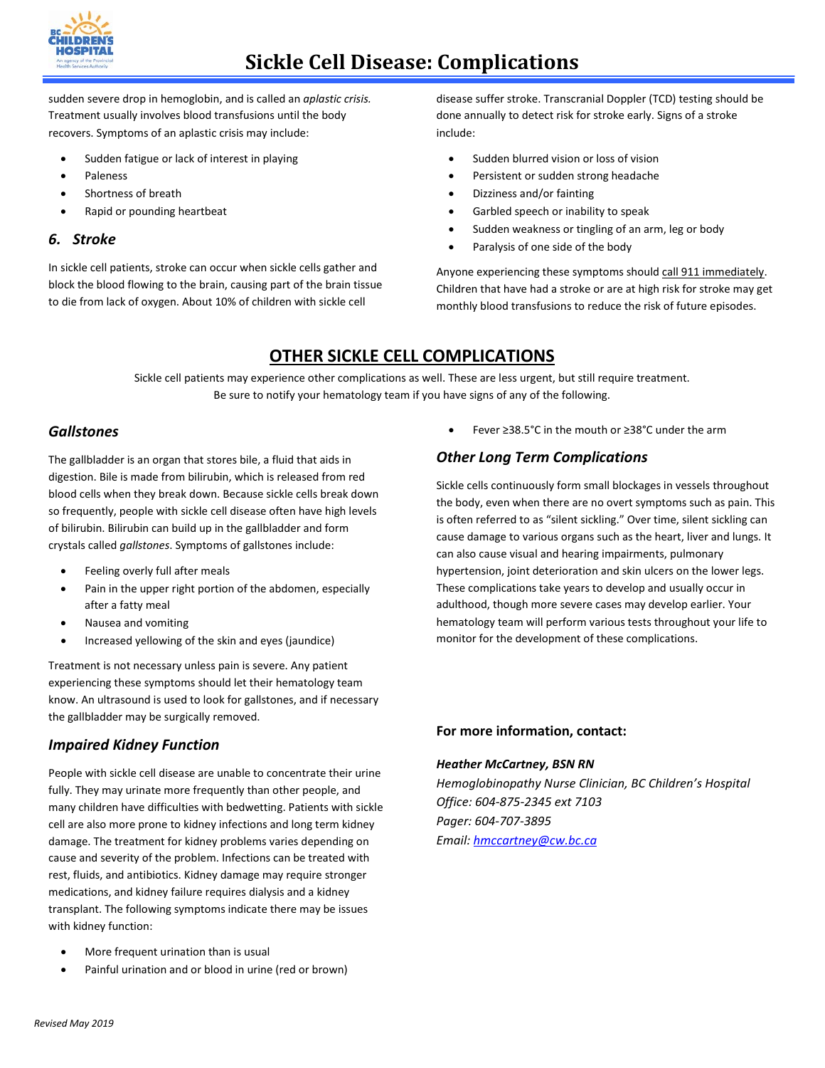sudden severe drop in hemoglobin, and is called an *aplastic crisis.* Treatment usually involves blood transfusions until the body recovers. Symptoms of an aplastic crisis may include:

- Sudden fatigue or lack of interest in playing
- Paleness
- Shortness of breath
- Rapid or pounding heartbeat

### *6. Stroke*

In sickle cell patients, stroke can occur when sickle cells gather and block the blood flowing to the brain, causing part of the brain tissue to die from lack of oxygen. About 10% of children with sickle cell disease suffer stroke. Transcranial Doppler (TCD) testing should be done annually to detect risk for stroke early. Signs of a stroke include:

- Sudden blurred vision or loss of vision
- Persistent or sudden strong headache
- Dizziness and/or fainting
- Garbled speech or inability to speak
- Sudden weakness or tingling of an arm, leg or body
- Paralysis of one side of the body

Anyone experiencing these symptoms should call 911 immediately. Children that have had a stroke or are at high risk for stroke may get monthly blood transfusions to reduce the risk of future episodes.

## OTHER SICKLE CELL COMPLICATIONS

Sickle cell patients may experience other complications as well. These are less urgent, but still require treatment. Be sure to notify your hematology team if you have signs of any of the following.

### *Gallstones*

The gallbladder is an organ that stores bile, a fluid that aids in digestion. Bile is made from bilirubin, which is released from red blood cells when they break down. Because sickle cells break down so frequently, people with sickle cell disease often have high levels of bilirubin. Bilirubin can build up in the gallbladder and form crystals called *gallstones*. Symptoms of gallstones include:

- Feeling overly full after meals
- Pain in the upper right portion of the abdomen, especially after a fatty meal
- Nausea and vomiting
- Increased yellowing of the skin and eyes (jaundice)

Treatment is not necessary unless pain is severe. Any patient experiencing these symptoms should let their hematology team know. An ultrasound is used to look for gallstones, and if necessary the gallbladder may be surgically removed.

### *Impaired Kidney Function*

People with sickle cell disease are unable to concentrate their urine fully. They may urinate more frequently than other people, and many children have difficulties with bedwetting. Patients with sickle cell are also more prone to kidney infections and long term kidney damage. The treatment for kidney problems varies depending on cause and severity of the problem. Infections can be treated with rest, fluids, and antibiotics. Kidney damage may require stronger medications, and kidney failure requires dialysis and a kidney transplant. The following symptoms indicate there may be issues with kidney function:

- More frequent urination than is usual
- Painful urination and or blood in urine (red or brown)
- Fever ≥38.5°C in the mouth or ≥38°C under the arm

### *Other Long Term Complications*

Sickle cells continuously form small blockages in vessels throughout the body, even when there are no overt symptoms such as pain. This is often referred to as "silent sickling." Over time, silent sickling can cause damage to various organs such as the heart, liver and lungs. It can also cause visual and hearing impairments, pulmonary hypertension, joint deterioration and skin ulcers on the lower legs. These complications take years to develop and usually occur in adulthood, though more severe cases may develop earlier. Your hematology team will perform various tests throughout your life to monitor for the development of these complications.

**For more information, contact:**

***Heather McCartney, BSN RN***
*Hemoglobinopathy Nurse Clinician, BC Children's Hospital*
*Office: 604-875-2345 ext 7103*
*Pager: 604-707-3895*
*Email: hmccartney@cw.bc.ca*

*Revised May 2019*